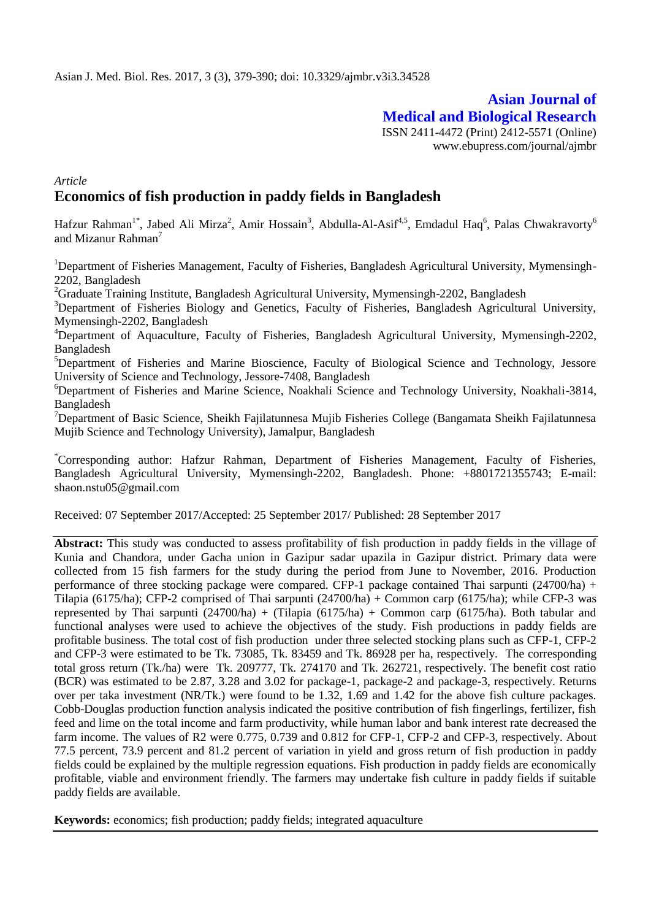Asian J. Med. Biol. Res. 2017, 3 (3), 379-390; doi: 10.3329/ajmbr.v3i3.34528

**Asian Journal of Medical and Biological Research**

ISSN 2411-4472 (Print) 2412-5571 (Online)
www.ebupress.com/journal/ajmbr

*Article*

# Economics of fish production in paddy fields in Bangladesh

Hafzur Rahman[1*], Jabed Ali Mirza[2], Amir Hossain[3], Abdulla-Al-Asif[4,5], Emdadul Haq[6], Palas Chwakravorty[6] and Mizanur Rahman[7]

[1]Department of Fisheries Management, Faculty of Fisheries, Bangladesh Agricultural University, Mymensingh-2202, Bangladesh

[2]Graduate Training Institute, Bangladesh Agricultural University, Mymensingh-2202, Bangladesh

[3]Department of Fisheries Biology and Genetics, Faculty of Fisheries, Bangladesh Agricultural University, Mymensingh-2202, Bangladesh

[4]Department of Aquaculture, Faculty of Fisheries, Bangladesh Agricultural University, Mymensingh-2202, Bangladesh

[5]Department of Fisheries and Marine Bioscience, Faculty of Biological Science and Technology, Jessore University of Science and Technology, Jessore-7408, Bangladesh

[6]Department of Fisheries and Marine Science, Noakhali Science and Technology University, Noakhali-3814, Bangladesh

[7]Department of Basic Science, Sheikh Fajilatunnesa Mujib Fisheries College (Bangamata Sheikh Fajilatunnesa Mujib Science and Technology University), Jamalpur, Bangladesh

[*]Corresponding author: Hafzur Rahman, Department of Fisheries Management, Faculty of Fisheries, Bangladesh Agricultural University, Mymensingh-2202, Bangladesh. Phone: +8801721355743; E-mail: shaon.nstu05@gmail.com

Received: 07 September 2017/Accepted: 25 September 2017/ Published: 28 September 2017

**Abstract:** This study was conducted to assess profitability of fish production in paddy fields in the village of Kunia and Chandora, under Gacha union in Gazipur sadar upazila in Gazipur district. Primary data were collected from 15 fish farmers for the study during the period from June to November, 2016. Production performance of three stocking package were compared. CFP-1 package contained Thai sarpunti (24700/ha) + Tilapia (6175/ha); CFP-2 comprised of Thai sarpunti (24700/ha) + Common carp (6175/ha); while CFP-3 was represented by Thai sarpunti (24700/ha) + (Tilapia (6175/ha) + Common carp (6175/ha). Both tabular and functional analyses were used to achieve the objectives of the study. Fish productions in paddy fields are profitable business. The total cost of fish production under three selected stocking plans such as CFP-1, CFP-2 and CFP-3 were estimated to be Tk. 73085, Tk. 83459 and Tk. 86928 per ha, respectively. The corresponding total gross return (Tk./ha) were Tk. 209777, Tk. 274170 and Tk. 262721, respectively. The benefit cost ratio (BCR) was estimated to be 2.87, 3.28 and 3.02 for package-1, package-2 and package-3, respectively. Returns over per taka investment (NR/Tk.) were found to be 1.32, 1.69 and 1.42 for the above fish culture packages. Cobb-Douglas production function analysis indicated the positive contribution of fish fingerlings, fertilizer, fish feed and lime on the total income and farm productivity, while human labor and bank interest rate decreased the farm income. The values of R2 were 0.775, 0.739 and 0.812 for CFP-1, CFP-2 and CFP-3, respectively. About 77.5 percent, 73.9 percent and 81.2 percent of variation in yield and gross return of fish production in paddy fields could be explained by the multiple regression equations. Fish production in paddy fields are economically profitable, viable and environment friendly. The farmers may undertake fish culture in paddy fields if suitable paddy fields are available.

**Keywords:** economics; fish production; paddy fields; integrated aquaculture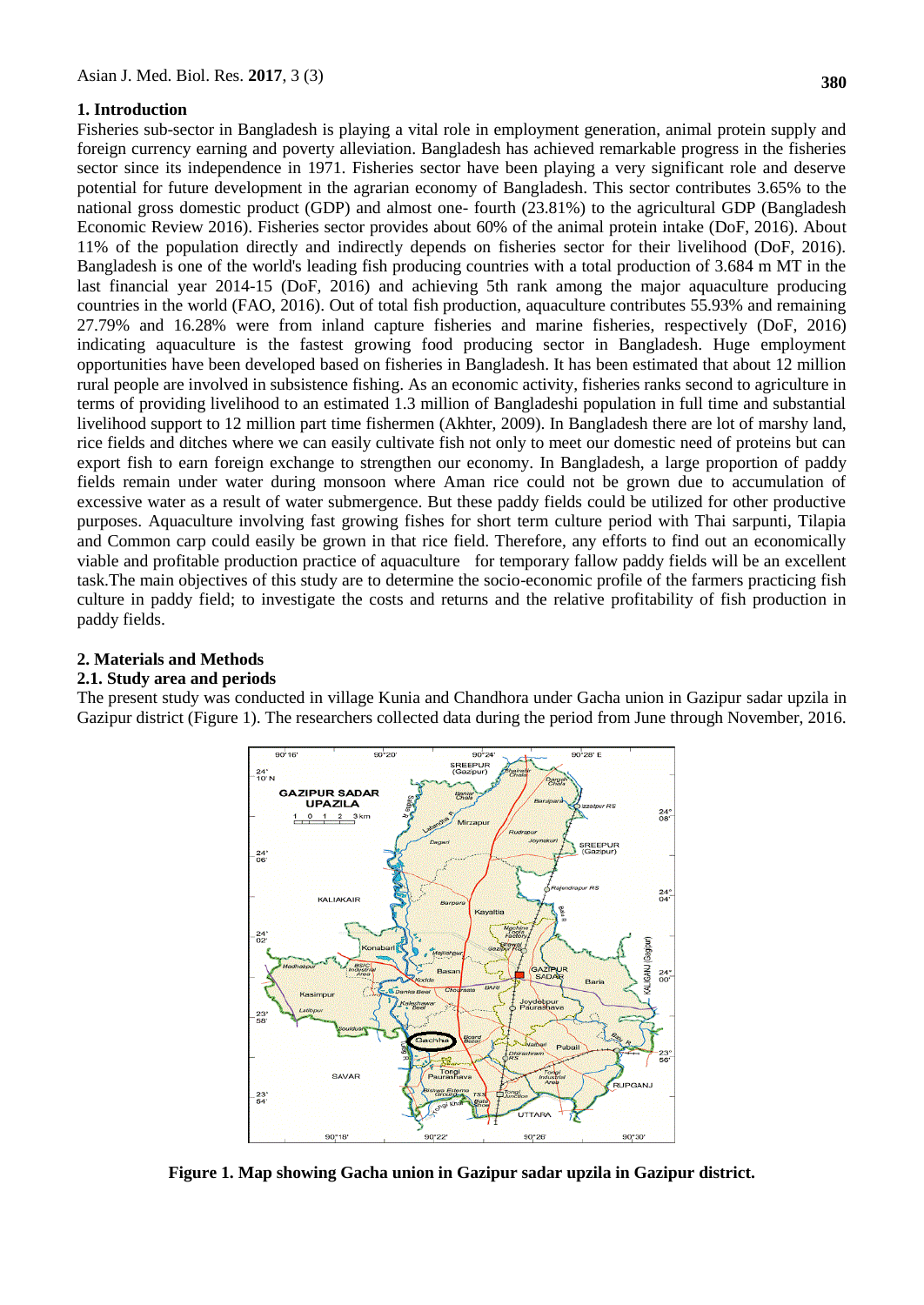## 1. Introduction

Fisheries sub-sector in Bangladesh is playing a vital role in employment generation, animal protein supply and foreign currency earning and poverty alleviation. Bangladesh has achieved remarkable progress in the fisheries sector since its independence in 1971. Fisheries sector have been playing a very significant role and deserve potential for future development in the agrarian economy of Bangladesh. This sector contributes 3.65% to the national gross domestic product (GDP) and almost one- fourth (23.81%) to the agricultural GDP (Bangladesh Economic Review 2016). Fisheries sector provides about 60% of the animal protein intake (DoF, 2016). About 11% of the population directly and indirectly depends on fisheries sector for their livelihood (DoF, 2016). Bangladesh is one of the world's leading fish producing countries with a total production of 3.684 m MT in the last financial year 2014-15 (DoF, 2016) and achieving 5th rank among the major aquaculture producing countries in the world (FAO, 2016). Out of total fish production, aquaculture contributes 55.93% and remaining 27.79% and 16.28% were from inland capture fisheries and marine fisheries, respectively (DoF, 2016) indicating aquaculture is the fastest growing food producing sector in Bangladesh. Huge employment opportunities have been developed based on fisheries in Bangladesh. It has been estimated that about 12 million rural people are involved in subsistence fishing. As an economic activity, fisheries ranks second to agriculture in terms of providing livelihood to an estimated 1.3 million of Bangladeshi population in full time and substantial livelihood support to 12 million part time fishermen (Akhter, 2009). In Bangladesh there are lot of marshy land, rice fields and ditches where we can easily cultivate fish not only to meet our domestic need of proteins but can export fish to earn foreign exchange to strengthen our economy. In Bangladesh, a large proportion of paddy fields remain under water during monsoon where Aman rice could not be grown due to accumulation of excessive water as a result of water submergence. But these paddy fields could be utilized for other productive purposes. Aquaculture involving fast growing fishes for short term culture period with Thai sarpunti, Tilapia and Common carp could easily be grown in that rice field. Therefore, any efforts to find out an economically viable and profitable production practice of aquaculture for temporary fallow paddy fields will be an excellent task.The main objectives of this study are to determine the socio-economic profile of the farmers practicing fish culture in paddy field; to investigate the costs and returns and the relative profitability of fish production in paddy fields.

## 2. Materials and Methods

### 2.1. Study area and periods

The present study was conducted in village Kunia and Chandhora under Gacha union in Gazipur sadar upzila in Gazipur district (Figure 1). The researchers collected data during the period from June through November, 2016.

**Figure 1. Map showing Gacha union in Gazipur sadar upzila in Gazipur district.**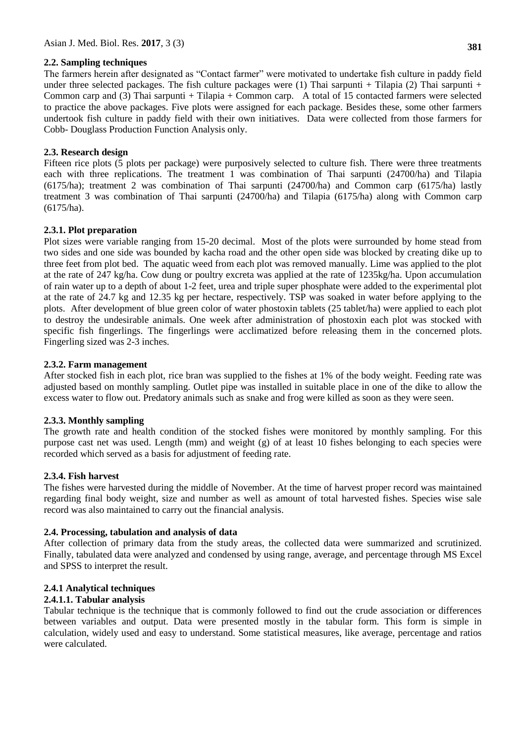### 2.2. Sampling techniques

The farmers herein after designated as "Contact farmer" were motivated to undertake fish culture in paddy field under three selected packages. The fish culture packages were (1) Thai sarpunti + Tilapia (2) Thai sarpunti + Common carp and (3) Thai sarpunti + Tilapia + Common carp. A total of 15 contacted farmers were selected to practice the above packages. Five plots were assigned for each package. Besides these, some other farmers undertook fish culture in paddy field with their own initiatives. Data were collected from those farmers for Cobb- Douglass Production Function Analysis only.

### 2.3. Research design

Fifteen rice plots (5 plots per package) were purposively selected to culture fish. There were three treatments each with three replications. The treatment 1 was combination of Thai sarpunti (24700/ha) and Tilapia (6175/ha); treatment 2 was combination of Thai sarpunti (24700/ha) and Common carp (6175/ha) lastly treatment 3 was combination of Thai sarpunti (24700/ha) and Tilapia (6175/ha) along with Common carp (6175/ha).

#### 2.3.1. Plot preparation

Plot sizes were variable ranging from 15-20 decimal. Most of the plots were surrounded by home stead from two sides and one side was bounded by kacha road and the other open side was blocked by creating dike up to three feet from plot bed. The aquatic weed from each plot was removed manually. Lime was applied to the plot at the rate of 247 kg/ha. Cow dung or poultry excreta was applied at the rate of 1235kg/ha. Upon accumulation of rain water up to a depth of about 1-2 feet, urea and triple super phosphate were added to the experimental plot at the rate of 24.7 kg and 12.35 kg per hectare, respectively. TSP was soaked in water before applying to the plots. After development of blue green color of water phostoxin tablets (25 tablet/ha) were applied to each plot to destroy the undesirable animals. One week after administration of phostoxin each plot was stocked with specific fish fingerlings. The fingerlings were acclimatized before releasing them in the concerned plots. Fingerling sized was 2-3 inches.

#### 2.3.2. Farm management

After stocked fish in each plot, rice bran was supplied to the fishes at 1% of the body weight. Feeding rate was adjusted based on monthly sampling. Outlet pipe was installed in suitable place in one of the dike to allow the excess water to flow out. Predatory animals such as snake and frog were killed as soon as they were seen.

#### 2.3.3. Monthly sampling

The growth rate and health condition of the stocked fishes were monitored by monthly sampling. For this purpose cast net was used. Length (mm) and weight (g) of at least 10 fishes belonging to each species were recorded which served as a basis for adjustment of feeding rate.

#### 2.3.4. Fish harvest

The fishes were harvested during the middle of November. At the time of harvest proper record was maintained regarding final body weight, size and number as well as amount of total harvested fishes. Species wise sale record was also maintained to carry out the financial analysis.

### 2.4. Processing, tabulation and analysis of data

After collection of primary data from the study areas, the collected data were summarized and scrutinized. Finally, tabulated data were analyzed and condensed by using range, average, and percentage through MS Excel and SPSS to interpret the result.

#### 2.4.1 Analytical techniques

##### 2.4.1.1. Tabular analysis

Tabular technique is the technique that is commonly followed to find out the crude association or differences between variables and output. Data were presented mostly in the tabular form. This form is simple in calculation, widely used and easy to understand. Some statistical measures, like average, percentage and ratios were calculated.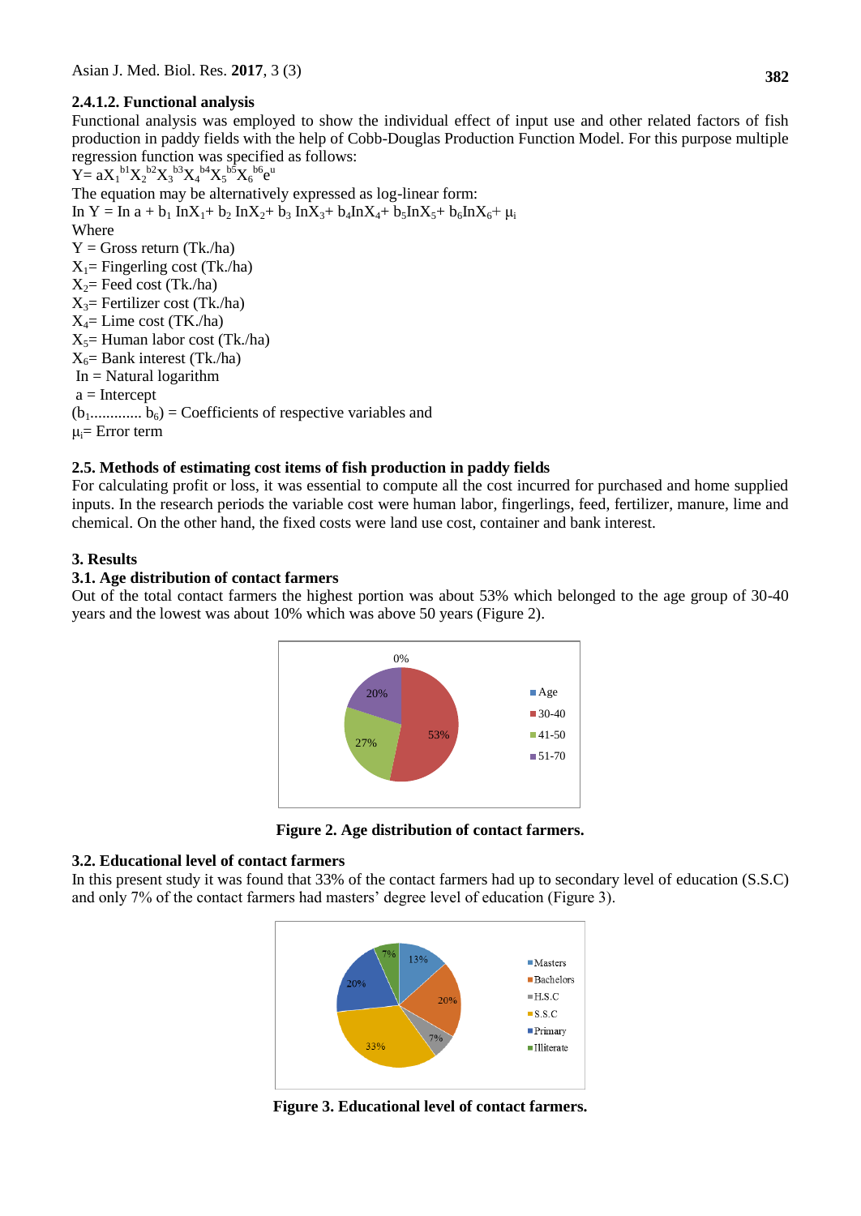#### 2.4.1.2. Functional analysis

Functional analysis was employed to show the individual effect of input use and other related factors of fish production in paddy fields with the help of Cobb-Douglas Production Function Model. For this purpose multiple regression function was specified as follows:

$$Y = aX_1^{b1}X_2^{b2}X_3^{b3}X_4^{b4}X_5^{b5}X_6^{b6}e^u$$

The equation may be alternatively expressed as log-linear form:

$$\text{In } Y = \text{In } a + b_1 \text{ In}X_1 + b_2 \text{ In}X_2 + b_3 \text{ In}X_3 + b_4\text{In}X_4 + b_5\text{In}X_5 + b_6\text{In}X_6 + \mu_i$$

Where

$Y$ = Gross return (Tk./ha)

$X_1$= Fingerling cost (Tk./ha)

$X_2$= Feed cost (Tk./ha)

$X_3$= Fertilizer cost (Tk./ha)

$X_4$= Lime cost (TK./ha)

$X_5$= Human labor cost (Tk./ha)

$X_6$= Bank interest (Tk./ha)

In = Natural logarithm

a = Intercept

($b_1$............. $b_6$) = Coefficients of respective variables and

$\mu_i$= Error term

### 2.5. Methods of estimating cost items of fish production in paddy fields

For calculating profit or loss, it was essential to compute all the cost incurred for purchased and home supplied inputs. In the research periods the variable cost were human labor, fingerlings, feed, fertilizer, manure, lime and chemical. On the other hand, the fixed costs were land use cost, container and bank interest.

## 3. Results

### 3.1. Age distribution of contact farmers

Out of the total contact farmers the highest portion was about 53% which belonged to the age group of 30-40 years and the lowest was about 10% which was above 50 years (Figure 2).

**Figure 2. Age distribution of contact farmers.**

### 3.2. Educational level of contact farmers

In this present study it was found that 33% of the contact farmers had up to secondary level of education (S.S.C) and only 7% of the contact farmers had masters' degree level of education (Figure 3).

**Figure 3. Educational level of contact farmers.**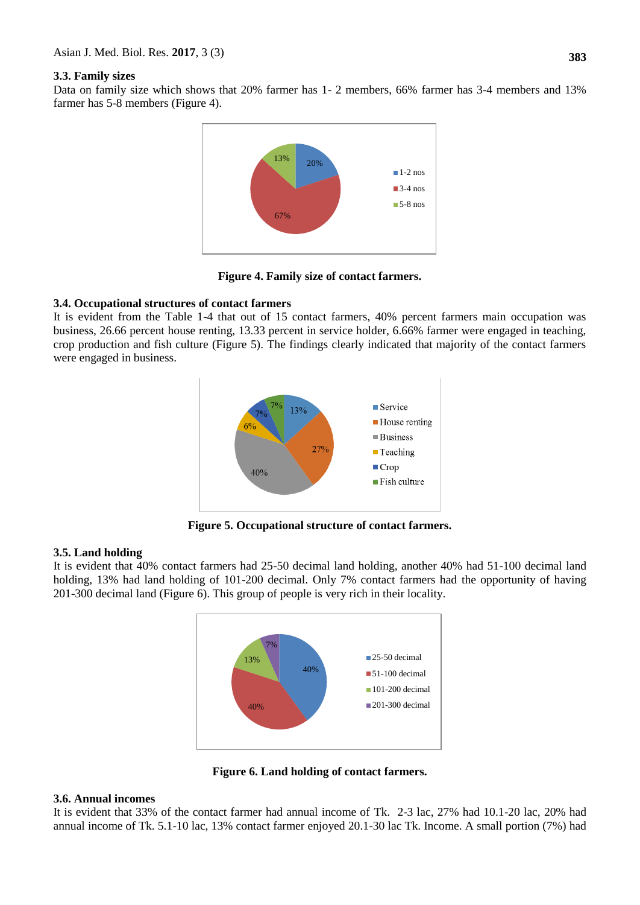### 3.3. Family sizes

Data on family size which shows that 20% farmer has 1- 2 members, 66% farmer has 3-4 members and 13% farmer has 5-8 members (Figure 4).

**Figure 4. Family size of contact farmers.**

### 3.4. Occupational structures of contact farmers

It is evident from the Table 1-4 that out of 15 contact farmers, 40% percent farmers main occupation was business, 26.66 percent house renting, 13.33 percent in service holder, 6.66% farmer were engaged in teaching, crop production and fish culture (Figure 5). The findings clearly indicated that majority of the contact farmers were engaged in business.

**Figure 5. Occupational structure of contact farmers.**

### 3.5. Land holding

It is evident that 40% contact farmers had 25-50 decimal land holding, another 40% had 51-100 decimal land holding, 13% had land holding of 101-200 decimal. Only 7% contact farmers had the opportunity of having 201-300 decimal land (Figure 6). This group of people is very rich in their locality.

**Figure 6. Land holding of contact farmers.**

### 3.6. Annual incomes

It is evident that 33% of the contact farmer had annual income of Tk. 2-3 lac, 27% had 10.1-20 lac, 20% had annual income of Tk. 5.1-10 lac, 13% contact farmer enjoyed 20.1-30 lac Tk. Income. A small portion (7%) had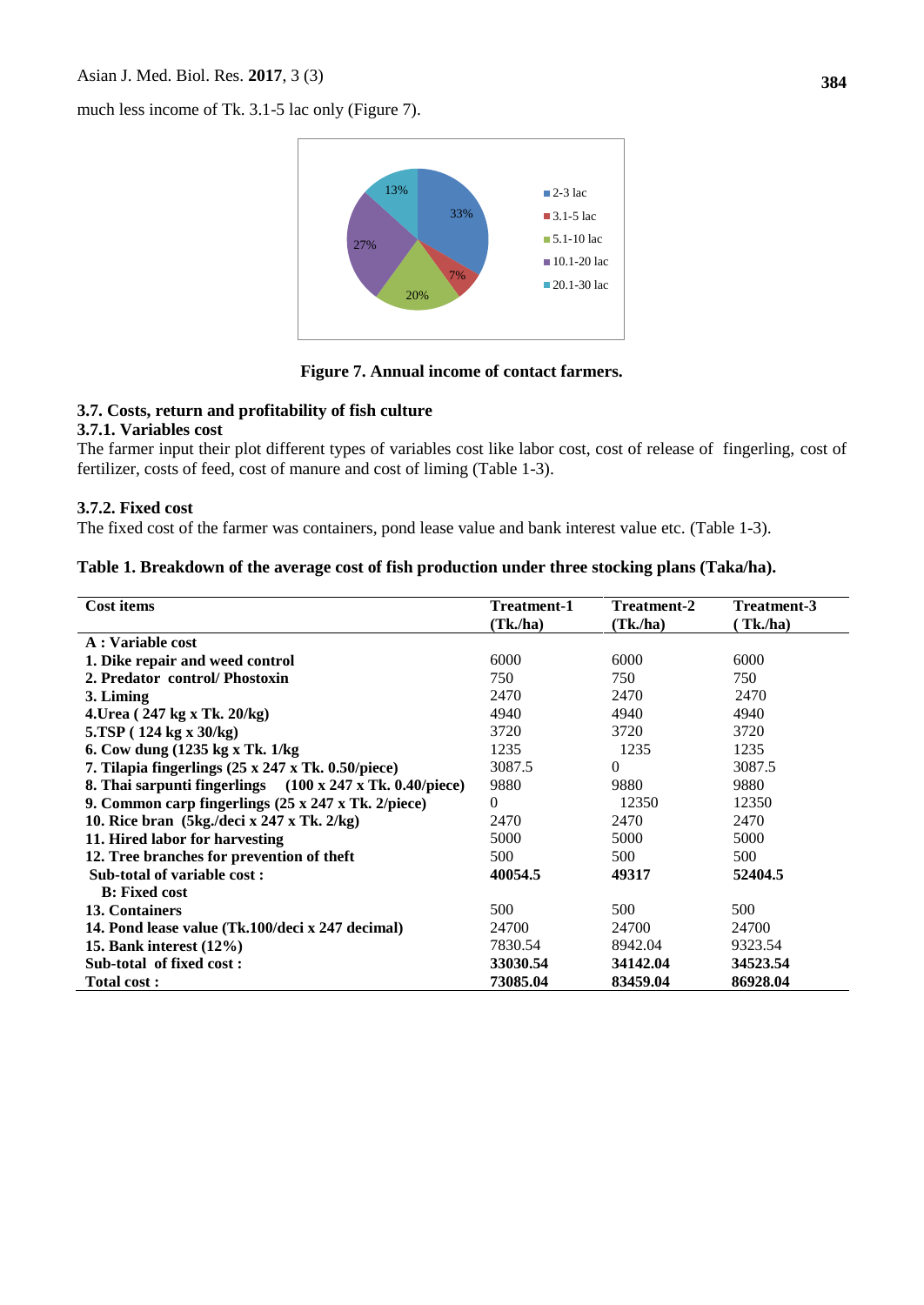much less income of Tk. 3.1-5 lac only (Figure 7).

Figure 7. Annual income of contact farmers.

### 3.7. Costs, return and profitability of fish culture

#### 3.7.1. Variables cost

The farmer input their plot different types of variables cost like labor cost, cost of release of fingerling, cost of fertilizer, costs of feed, cost of manure and cost of liming (Table 1-3).

#### 3.7.2. Fixed cost

The fixed cost of the farmer was containers, pond lease value and bank interest value etc. (Table 1-3).

**Table 1. Breakdown of the average cost of fish production under three stocking plans (Taka/ha).**

| Cost items | Treatment-1 (Tk./ha) | Treatment-2 (Tk./ha) | Treatment-3 ( Tk./ha) |
|---|---|---|---|
| **A : Variable cost** | | | |
| **1. Dike repair and weed control** | 6000 | 6000 | 6000 |
| **2. Predator control/ Phostoxin** | 750 | 750 | 750 |
| **3. Liming** | 2470 | 2470 | 2470 |
| **4.Urea ( 247 kg x Tk. 20/kg)** | 4940 | 4940 | 4940 |
| **5.TSP ( 124 kg x 30/kg)** | 3720 | 3720 | 3720 |
| **6. Cow dung (1235 kg x Tk. 1/kg** | 1235 | 1235 | 1235 |
| **7. Tilapia fingerlings (25 x 247 x Tk. 0.50/piece)** | 3087.5 | 0 | 3087.5 |
| **8. Thai sarpunti fingerlings (100 x 247 x Tk. 0.40/piece)** | 9880 | 9880 | 9880 |
| **9. Common carp fingerlings (25 x 247 x Tk. 2/piece)** | 0 | 12350 | 12350 |
| **10. Rice bran (5kg./deci x 247 x Tk. 2/kg)** | 2470 | 2470 | 2470 |
| **11. Hired labor for harvesting** | 5000 | 5000 | 5000 |
| **12. Tree branches for prevention of theft** | 500 | 500 | 500 |
| **Sub-total of variable cost :** | **40054.5** | **49317** | **52404.5** |
| **B: Fixed cost** | | | |
| **13. Containers** | 500 | 500 | 500 |
| **14. Pond lease value (Tk.100/deci x 247 decimal)** | 24700 | 24700 | 24700 |
| **15. Bank interest (12%)** | 7830.54 | 8942.04 | 9323.54 |
| **Sub-total of fixed cost :** | **33030.54** | **34142.04** | **34523.54** |
| **Total cost :** | **73085.04** | **83459.04** | **86928.04** |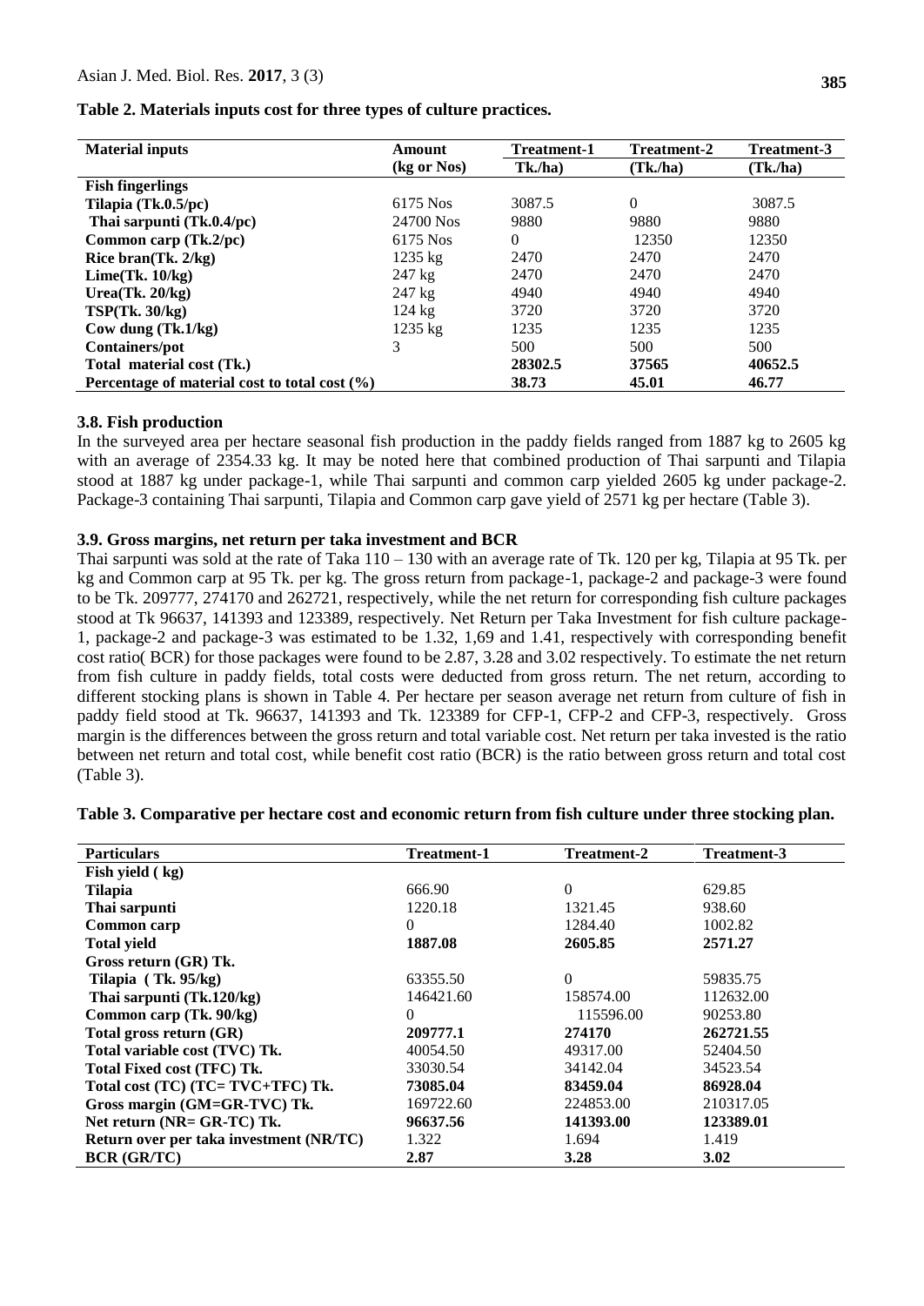**Table 2. Materials inputs cost for three types of culture practices.**

| Material inputs | Amount (kg or Nos) | Treatment-1 Tk./ha) | Treatment-2 (Tk./ha) | Treatment-3 (Tk./ha) |
|---|---|---|---|---|
| **Fish fingerlings** | | | | |
| **Tilapia (Tk.0.5/pc)** | 6175 Nos | 3087.5 | 0 | 3087.5 |
| **Thai sarpunti (Tk.0.4/pc)** | 24700 Nos | 9880 | 9880 | 9880 |
| **Common carp (Tk.2/pc)** | 6175 Nos | 0 | 12350 | 12350 |
| **Rice bran(Tk. 2/kg)** | 1235 kg | 2470 | 2470 | 2470 |
| **Lime(Tk. 10/kg)** | 247 kg | 2470 | 2470 | 2470 |
| **Urea(Tk. 20/kg)** | 247 kg | 4940 | 4940 | 4940 |
| **TSP(Tk. 30/kg)** | 124 kg | 3720 | 3720 | 3720 |
| **Cow dung (Tk.1/kg)** | 1235 kg | 1235 | 1235 | 1235 |
| **Containers/pot** | 3 | 500 | 500 | 500 |
| **Total material cost (Tk.)** | | **28302.5** | **37565** | **40652.5** |
| **Percentage of material cost to total cost (%)** | | **38.73** | **45.01** | **46.77** |

### 3.8. Fish production

In the surveyed area per hectare seasonal fish production in the paddy fields ranged from 1887 kg to 2605 kg with an average of 2354.33 kg. It may be noted here that combined production of Thai sarpunti and Tilapia stood at 1887 kg under package-1, while Thai sarpunti and common carp yielded 2605 kg under package-2. Package-3 containing Thai sarpunti, Tilapia and Common carp gave yield of 2571 kg per hectare (Table 3).

### 3.9. Gross margins, net return per taka investment and BCR

Thai sarpunti was sold at the rate of Taka 110 – 130 with an average rate of Tk. 120 per kg, Tilapia at 95 Tk. per kg and Common carp at 95 Tk. per kg. The gross return from package-1, package-2 and package-3 were found to be Tk. 209777, 274170 and 262721, respectively, while the net return for corresponding fish culture packages stood at Tk 96637, 141393 and 123389, respectively. Net Return per Taka Investment for fish culture package-1, package-2 and package-3 was estimated to be 1.32, 1,69 and 1.41, respectively with corresponding benefit cost ratio( BCR) for those packages were found to be 2.87, 3.28 and 3.02 respectively. To estimate the net return from fish culture in paddy fields, total costs were deducted from gross return. The net return, according to different stocking plans is shown in Table 4. Per hectare per season average net return from culture of fish in paddy field stood at Tk. 96637, 141393 and Tk. 123389 for CFP-1, CFP-2 and CFP-3, respectively. Gross margin is the differences between the gross return and total variable cost. Net return per taka invested is the ratio between net return and total cost, while benefit cost ratio (BCR) is the ratio between gross return and total cost (Table 3).

**Table 3. Comparative per hectare cost and economic return from fish culture under three stocking plan.**

| Particulars | Treatment-1 | Treatment-2 | Treatment-3 |
|---|---|---|---|
| **Fish yield ( kg)** | | | |
| **Tilapia** | 666.90 | 0 | 629.85 |
| **Thai sarpunti** | 1220.18 | 1321.45 | 938.60 |
| **Common carp** | 0 | 1284.40 | 1002.82 |
| **Total yield** | **1887.08** | **2605.85** | **2571.27** |
| **Gross return (GR) Tk.** | | | |
| **Tilapia ( Tk. 95/kg)** | 63355.50 | 0 | 59835.75 |
| **Thai sarpunti (Tk.120/kg)** | 146421.60 | 158574.00 | 112632.00 |
| **Common carp (Tk. 90/kg)** | 0 | 115596.00 | 90253.80 |
| **Total gross return (GR)** | **209777.1** | **274170** | **262721.55** |
| **Total variable cost (TVC) Tk.** | 40054.50 | 49317.00 | 52404.50 |
| **Total Fixed cost (TFC) Tk.** | 33030.54 | 34142.04 | 34523.54 |
| **Total cost (TC) (TC= TVC+TFC) Tk.** | **73085.04** | **83459.04** | **86928.04** |
| **Gross margin (GM=GR-TVC) Tk.** | 169722.60 | 224853.00 | 210317.05 |
| **Net return (NR= GR-TC) Tk.** | **96637.56** | **141393.00** | **123389.01** |
| **Return over per taka investment (NR/TC)** | 1.322 | 1.694 | 1.419 |
| **BCR (GR/TC)** | **2.87** | **3.28** | **3.02** |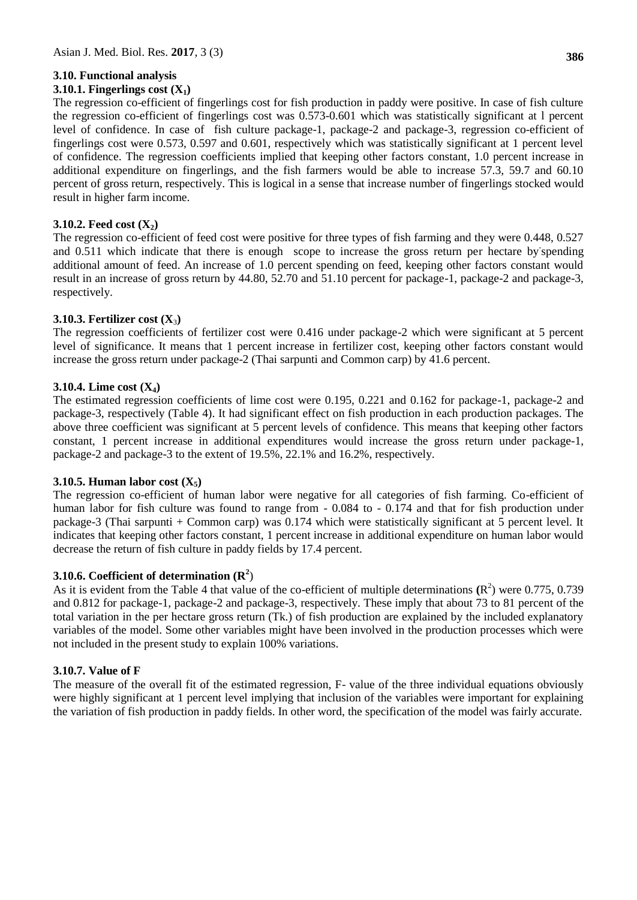### 3.10. Functional analysis

#### 3.10.1. Fingerlings cost ($X_1$)

The regression co-efficient of fingerlings cost for fish production in paddy were positive. In case of fish culture the regression co-efficient of fingerlings cost was 0.573-0.601 which was statistically significant at l percent level of confidence. In case of fish culture package-1, package-2 and package-3, regression co-efficient of fingerlings cost were 0.573, 0.597 and 0.601, respectively which was statistically significant at 1 percent level of confidence. The regression coefficients implied that keeping other factors constant, 1.0 percent increase in additional expenditure on fingerlings, and the fish farmers would be able to increase 57.3, 59.7 and 60.10 percent of gross return, respectively. This is logical in a sense that increase number of fingerlings stocked would result in higher farm income.

#### 3.10.2. Feed cost ($X_2$)

The regression co-efficient of feed cost were positive for three types of fish farming and they were 0.448, 0.527 and 0.511 which indicate that there is enough scope to increase the gross return per hectare by spending additional amount of feed. An increase of 1.0 percent spending on feed, keeping other factors constant would result in an increase of gross return by 44.80, 52.70 and 51.10 percent for package-1, package-2 and package-3, respectively.

#### 3.10.3. Fertilizer cost ($X_3$)

The regression coefficients of fertilizer cost were 0.416 under package-2 which were significant at 5 percent level of significance. It means that 1 percent increase in fertilizer cost, keeping other factors constant would increase the gross return under package-2 (Thai sarpunti and Common carp) by 41.6 percent.

#### 3.10.4. Lime cost ($X_4$)

The estimated regression coefficients of lime cost were 0.195, 0.221 and 0.162 for package-1, package-2 and package-3, respectively (Table 4). It had significant effect on fish production in each production packages. The above three coefficient was significant at 5 percent levels of confidence. This means that keeping other factors constant, 1 percent increase in additional expenditures would increase the gross return under package-1, package-2 and package-3 to the extent of 19.5%, 22.1% and 16.2%, respectively.

#### 3.10.5. Human labor cost ($X_5$)

The regression co-efficient of human labor were negative for all categories of fish farming. Co-efficient of human labor for fish culture was found to range from - 0.084 to - 0.174 and that for fish production under package-3 (Thai sarpunti + Common carp) was 0.174 which were statistically significant at 5 percent level. It indicates that keeping other factors constant, 1 percent increase in additional expenditure on human labor would decrease the return of fish culture in paddy fields by 17.4 percent.

#### 3.10.6. Coefficient of determination ($R^2$)

As it is evident from the Table 4 that value of the co-efficient of multiple determinations ($R^2$) were 0.775, 0.739 and 0.812 for package-1, package-2 and package-3, respectively. These imply that about 73 to 81 percent of the total variation in the per hectare gross return (Tk.) of fish production are explained by the included explanatory variables of the model. Some other variables might have been involved in the production processes which were not included in the present study to explain 100% variations.

#### 3.10.7. Value of F

The measure of the overall fit of the estimated regression, F- value of the three individual equations obviously were highly significant at 1 percent level implying that inclusion of the variables were important for explaining the variation of fish production in paddy fields. In other word, the specification of the model was fairly accurate.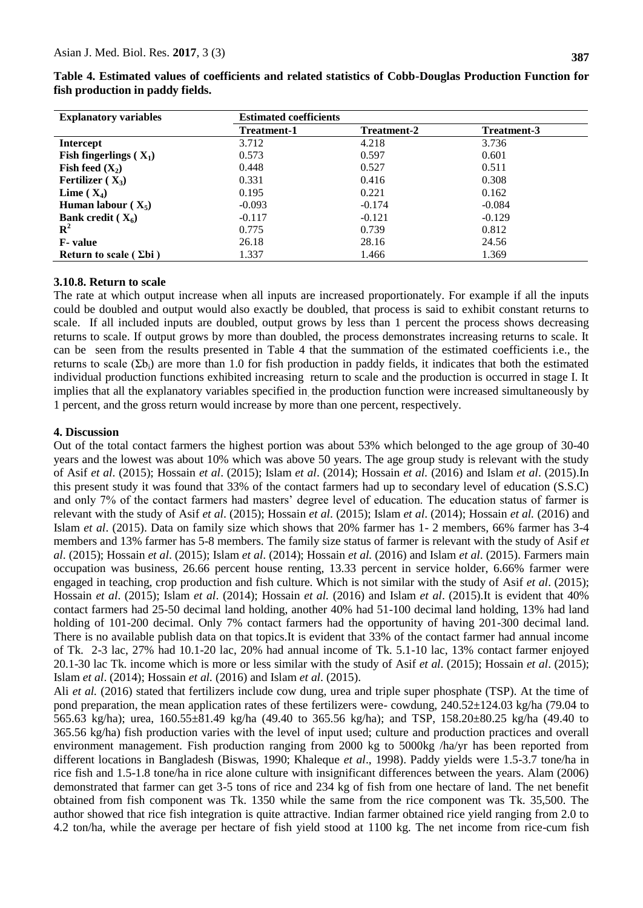**Table 4. Estimated values of coefficients and related statistics of Cobb-Douglas Production Function for fish production in paddy fields.**

| Explanatory variables | Estimated coefficients | | |
|---|---|---|---|
| | Treatment-1 | Treatment-2 | Treatment-3 |
| **Intercept** | 3.712 | 4.218 | 3.736 |
| **Fish fingerlings ( $X_1$)** | 0.573 | 0.597 | 0.601 |
| **Fish feed ($X_2$)** | 0.448 | 0.527 | 0.511 |
| **Fertilizer ( $X_3$)** | 0.331 | 0.416 | 0.308 |
| **Lime ( $X_4$)** | 0.195 | 0.221 | 0.162 |
| **Human labour ( $X_5$)** | -0.093 | -0.174 | -0.084 |
| **Bank credit ( $X_6$)** | -0.117 | -0.121 | -0.129 |
| **$R^2$** | 0.775 | 0.739 | 0.812 |
| **F- value** | 26.18 | 28.16 | 24.56 |
| **Return to scale ( $\Sigma bi$ )** | 1.337 | 1.466 | 1.369 |

### 3.10.8. Return to scale

The rate at which output increase when all inputs are increased proportionately. For example if all the inputs could be doubled and output would also exactly be doubled, that process is said to exhibit constant returns to scale. If all included inputs are doubled, output grows by less than 1 percent the process shows decreasing returns to scale. If output grows by more than doubled, the process demonstrates increasing returns to scale. It can be seen from the results presented in Table 4 that the summation of the estimated coefficients i.e., the returns to scale ($\Sigma b_i$) are more than 1.0 for fish production in paddy fields, it indicates that both the estimated individual production functions exhibited increasing return to scale and the production is occurred in stage I. It implies that all the explanatory variables specified in the production function were increased simultaneously by 1 percent, and the gross return would increase by more than one percent, respectively.

## 4. Discussion

Out of the total contact farmers the highest portion was about 53% which belonged to the age group of 30-40 years and the lowest was about 10% which was above 50 years. The age group study is relevant with the study of Asif *et al*. (2015); Hossain *et al*. (2015); Islam *et al*. (2014); Hossain *et al.* (2016) and Islam *et al*. (2015).In this present study it was found that 33% of the contact farmers had up to secondary level of education (S.S.C) and only 7% of the contact farmers had masters' degree level of education. The education status of farmer is relevant with the study of Asif *et al*. (2015); Hossain *et al*. (2015); Islam *et al*. (2014); Hossain *et al.* (2016) and Islam *et al*. (2015). Data on family size which shows that 20% farmer has 1- 2 members, 66% farmer has 3-4 members and 13% farmer has 5-8 members. The family size status of farmer is relevant with the study of Asif *et al*. (2015); Hossain *et al*. (2015); Islam *et al*. (2014); Hossain *et al.* (2016) and Islam *et al*. (2015). Farmers main occupation was business, 26.66 percent house renting, 13.33 percent in service holder, 6.66% farmer were engaged in teaching, crop production and fish culture. Which is not similar with the study of Asif *et al*. (2015); Hossain *et al*. (2015); Islam *et al*. (2014); Hossain *et al.* (2016) and Islam *et al*. (2015).It is evident that 40% contact farmers had 25-50 decimal land holding, another 40% had 51-100 decimal land holding, 13% had land holding of 101-200 decimal. Only 7% contact farmers had the opportunity of having 201-300 decimal land. There is no available publish data on that topics.It is evident that 33% of the contact farmer had annual income of Tk. 2-3 lac, 27% had 10.1-20 lac, 20% had annual income of Tk. 5.1-10 lac, 13% contact farmer enjoyed 20.1-30 lac Tk. income which is more or less similar with the study of Asif *et al*. (2015); Hossain *et al*. (2015); Islam *et al*. (2014); Hossain *et al.* (2016) and Islam *et al*. (2015).

Ali *et al.* (2016) stated that fertilizers include cow dung, urea and triple super phosphate (TSP). At the time of pond preparation, the mean application rates of these fertilizers were- cowdung, 240.52±124.03 kg/ha (79.04 to 565.63 kg/ha); urea, 160.55±81.49 kg/ha (49.40 to 365.56 kg/ha); and TSP, 158.20±80.25 kg/ha (49.40 to 365.56 kg/ha) fish production varies with the level of input used; culture and production practices and overall environment management. Fish production ranging from 2000 kg to 5000kg /ha/yr has been reported from different locations in Bangladesh (Biswas, 1990; Khaleque *et al*., 1998). Paddy yields were 1.5-3.7 tone/ha in rice fish and 1.5-1.8 tone/ha in rice alone culture with insignificant differences between the years. Alam (2006) demonstrated that farmer can get 3-5 tons of rice and 234 kg of fish from one hectare of land. The net benefit obtained from fish component was Tk. 1350 while the same from the rice component was Tk. 35,500. The author showed that rice fish integration is quite attractive. Indian farmer obtained rice yield ranging from 2.0 to 4.2 ton/ha, while the average per hectare of fish yield stood at 1100 kg. The net income from rice-cum fish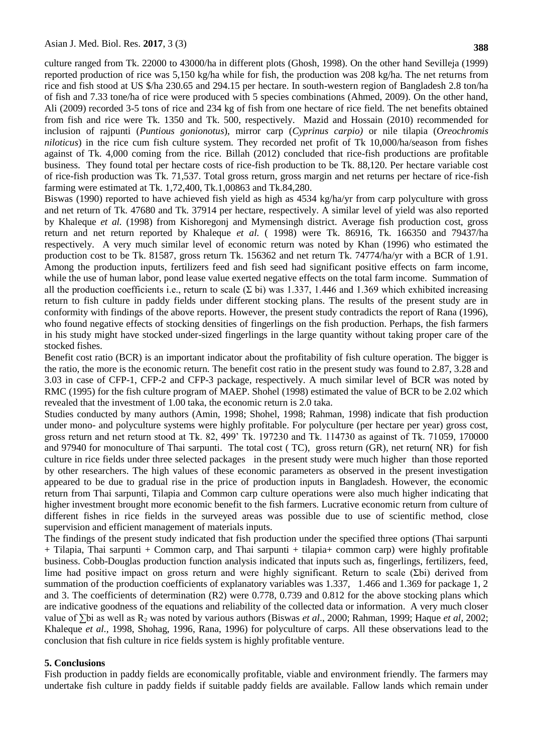culture ranged from Tk. 22000 to 43000/ha in different plots (Ghosh, 1998). On the other hand Sevilleja (1999) reported production of rice was 5,150 kg/ha while for fish, the production was 208 kg/ha. The net returns from rice and fish stood at US $/ha 230.65 and 294.15 per hectare. In south-western region of Bangladesh 2.8 ton/ha of fish and 7.33 tone/ha of rice were produced with 5 species combinations (Ahmed, 2009). On the other hand, Ali (2009) recorded 3-5 tons of rice and 234 kg of fish from one hectare of rice field. The net benefits obtained from fish and rice were Tk. 1350 and Tk. 500, respectively. Mazid and Hossain (2010) recommended for inclusion of rajpunti (*Puntious gonionotus*), mirror carp (*Cyprinus carpio)* or nile tilapia (*Oreochromis niloticus*) in the rice cum fish culture system. They recorded net profit of Tk 10,000/ha/season from fishes against of Tk. 4,000 coming from the rice. Billah (2012) concluded that rice-fish productions are profitable business. They found total per hectare costs of rice-fish production to be Tk. 88,120. Per hectare variable cost of rice-fish production was Tk. 71,537. Total gross return, gross margin and net returns per hectare of rice-fish farming were estimated at Tk. 1,72,400, Tk.1,00863 and Tk.84,280.

Biswas (1990) reported to have achieved fish yield as high as 4534 kg/ha/yr from carp polyculture with gross and net return of Tk. 47680 and Tk. 37914 per hectare, respectively. A similar level of yield was also reported by Khaleque *et al.* (1998) from Kishoregonj and Mymensingh district. Average fish production cost, gross return and net return reported by Khaleque *et al.* ( 1998) were Tk. 86916, Tk. 166350 and 79437/ha respectively. A very much similar level of economic return was noted by Khan (1996) who estimated the production cost to be Tk. 81587, gross return Tk. 156362 and net return Tk. 74774/ha/yr with a BCR of 1.91. Among the production inputs, fertilizers feed and fish seed had significant positive effects on farm income, while the use of human labor, pond lease value exerted negative effects on the total farm income. Summation of all the production coefficients i.e., return to scale ($\Sigma$ bi) was 1.337, 1.446 and 1.369 which exhibited increasing return to fish culture in paddy fields under different stocking plans. The results of the present study are in conformity with findings of the above reports. However, the present study contradicts the report of Rana (1996), who found negative effects of stocking densities of fingerlings on the fish production. Perhaps, the fish farmers in his study might have stocked under-sized fingerlings in the large quantity without taking proper care of the stocked fishes.

Benefit cost ratio (BCR) is an important indicator about the profitability of fish culture operation. The bigger is the ratio, the more is the economic return. The benefit cost ratio in the present study was found to 2.87, 3.28 and 3.03 in case of CFP-1, CFP-2 and CFP-3 package, respectively. A much similar level of BCR was noted by RMC (1995) for the fish culture program of MAEP. Shohel (1998) estimated the value of BCR to be 2.02 which revealed that the investment of 1.00 taka, the economic return is 2.0 taka.

Studies conducted by many authors (Amin, 1998; Shohel, 1998; Rahman, 1998) indicate that fish production under mono- and polyculture systems were highly profitable. For polyculture (per hectare per year) gross cost, gross return and net return stood at Tk. 82, 499' Tk. 197230 and Tk. 114730 as against of Tk. 71059, 170000 and 97940 for monoculture of Thai sarpunti. The total cost ( TC), gross return (GR), net return( NR) for fish culture in rice fields under three selected packages in the present study were much higher than those reported by other researchers. The high values of these economic parameters as observed in the present investigation appeared to be due to gradual rise in the price of production inputs in Bangladesh. However, the economic return from Thai sarpunti, Tilapia and Common carp culture operations were also much higher indicating that higher investment brought more economic benefit to the fish farmers. Lucrative economic return from culture of different fishes in rice fields in the surveyed areas was possible due to use of scientific method, close supervision and efficient management of materials inputs.

The findings of the present study indicated that fish production under the specified three options (Thai sarpunti + Tilapia, Thai sarpunti + Common carp, and Thai sarpunti + tilapia+ common carp) were highly profitable business. Cobb-Douglas production function analysis indicated that inputs such as, fingerlings, fertilizers, feed, lime had positive impact on gross return and were highly significant. Return to scale ($\Sigma$bi) derived from summation of the production coefficients of explanatory variables was 1.337, 1.466 and 1.369 for package 1, 2 and 3. The coefficients of determination (R2) were 0.778, 0.739 and 0.812 for the above stocking plans which are indicative goodness of the equations and reliability of the collected data or information. A very much closer value of $\sum$bi as well as $R_2$ was noted by various authors (Biswas *et al*., 2000; Rahman, 1999; Haque *et al*, 2002; Khaleque *et al*., 1998, Shohag, 1996, Rana, 1996) for polyculture of carps. All these observations lead to the conclusion that fish culture in rice fields system is highly profitable venture.

## 5. Conclusions

Fish production in paddy fields are economically profitable, viable and environment friendly. The farmers may undertake fish culture in paddy fields if suitable paddy fields are available. Fallow lands which remain under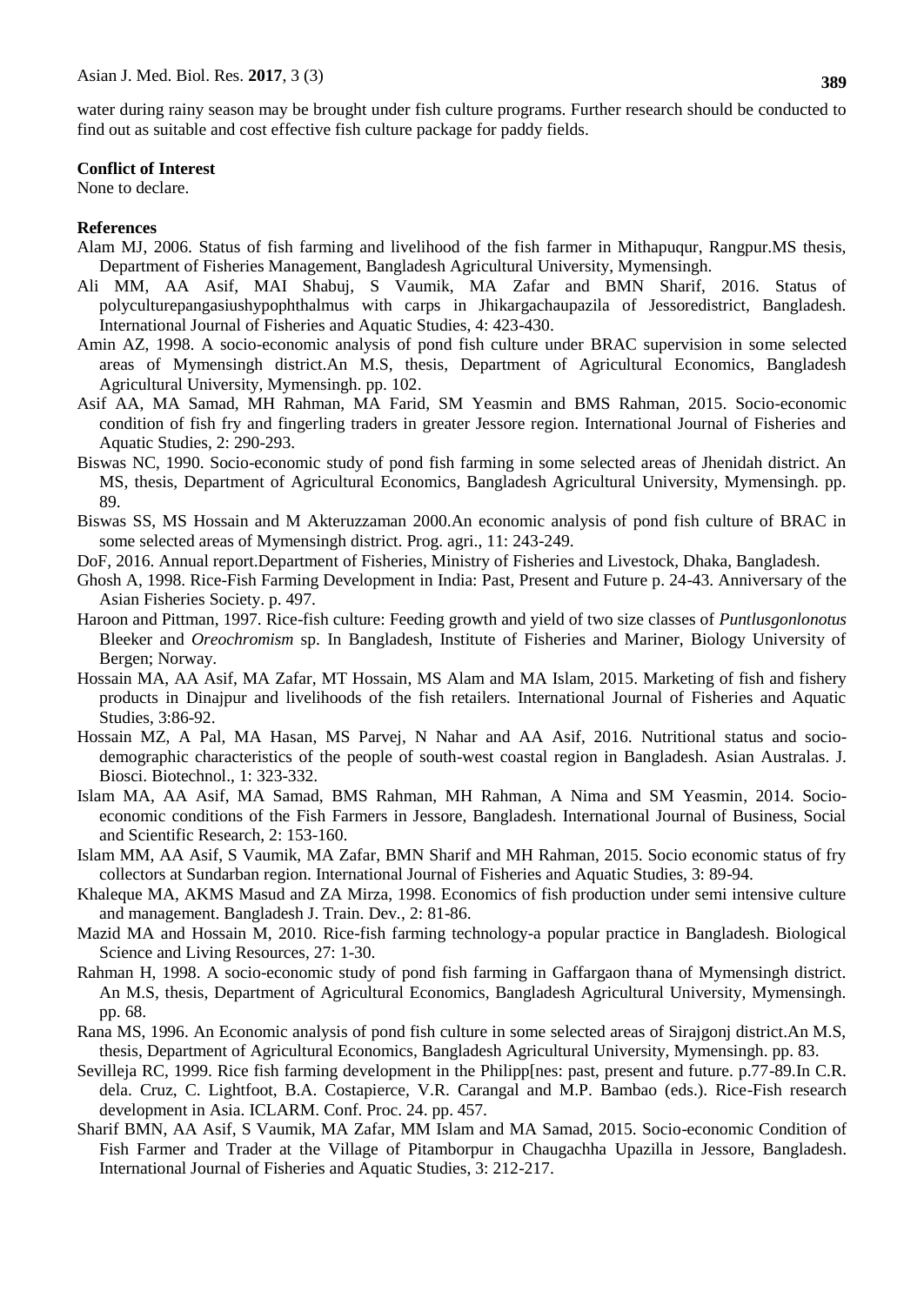water during rainy season may be brought under fish culture programs. Further research should be conducted to find out as suitable and cost effective fish culture package for paddy fields.

**Conflict of Interest**

None to declare.

**References**

Alam MJ, 2006. Status of fish farming and livelihood of the fish farmer in Mithapuqur, Rangpur.MS thesis, Department of Fisheries Management, Bangladesh Agricultural University, Mymensingh.

Ali MM, AA Asif, MAI Shabuj, S Vaumik, MA Zafar and BMN Sharif, 2016. Status of polyculturepangasiushypophthalmus with carps in Jhikargachaupazila of Jessoredistrict, Bangladesh. International Journal of Fisheries and Aquatic Studies, 4: 423-430.

Amin AZ, 1998. A socio-economic analysis of pond fish culture under BRAC supervision in some selected areas of Mymensingh district.An M.S, thesis, Department of Agricultural Economics, Bangladesh Agricultural University, Mymensingh. pp. 102.

Asif AA, MA Samad, MH Rahman, MA Farid, SM Yeasmin and BMS Rahman, 2015. Socio-economic condition of fish fry and fingerling traders in greater Jessore region. International Journal of Fisheries and Aquatic Studies, 2: 290-293.

Biswas NC, 1990. Socio-economic study of pond fish farming in some selected areas of Jhenidah district. An MS, thesis, Department of Agricultural Economics, Bangladesh Agricultural University, Mymensingh. pp. 89.

Biswas SS, MS Hossain and M Akteruzzaman 2000.An economic analysis of pond fish culture of BRAC in some selected areas of Mymensingh district. Prog. agri., 11: 243-249.

DoF, 2016. Annual report.Department of Fisheries, Ministry of Fisheries and Livestock, Dhaka, Bangladesh.

Ghosh A, 1998. Rice-Fish Farming Development in India: Past, Present and Future p. 24-43. Anniversary of the Asian Fisheries Society. p. 497.

Haroon and Pittman, 1997. Rice-fish culture: Feeding growth and yield of two size classes of *Puntlusgonlonotus* Bleeker and *Oreochromism* sp. In Bangladesh, Institute of Fisheries and Mariner, Biology University of Bergen; Norway.

Hossain MA, AA Asif, MA Zafar, MT Hossain, MS Alam and MA Islam, 2015. Marketing of fish and fishery products in Dinajpur and livelihoods of the fish retailers. International Journal of Fisheries and Aquatic Studies, 3:86-92.

Hossain MZ, A Pal, MA Hasan, MS Parvej, N Nahar and AA Asif, 2016. Nutritional status and socio-demographic characteristics of the people of south-west coastal region in Bangladesh. Asian Australas. J. Biosci. Biotechnol., 1: 323-332.

Islam MA, AA Asif, MA Samad, BMS Rahman, MH Rahman, A Nima and SM Yeasmin, 2014. Socio-economic conditions of the Fish Farmers in Jessore, Bangladesh. International Journal of Business, Social and Scientific Research, 2: 153-160.

Islam MM, AA Asif, S Vaumik, MA Zafar, BMN Sharif and MH Rahman, 2015. Socio economic status of fry collectors at Sundarban region. International Journal of Fisheries and Aquatic Studies, 3: 89-94.

Khaleque MA, AKMS Masud and ZA Mirza, 1998. Economics of fish production under semi intensive culture and management. Bangladesh J. Train. Dev., 2: 81-86.

Mazid MA and Hossain M, 2010. Rice-fish farming technology-a popular practice in Bangladesh. Biological Science and Living Resources, 27: 1-30.

Rahman H, 1998. A socio-economic study of pond fish farming in Gaffargaon thana of Mymensingh district. An M.S, thesis, Department of Agricultural Economics, Bangladesh Agricultural University, Mymensingh. pp. 68.

Rana MS, 1996. An Economic analysis of pond fish culture in some selected areas of Sirajgonj district.An M.S, thesis, Department of Agricultural Economics, Bangladesh Agricultural University, Mymensingh. pp. 83.

Sevilleja RC, 1999. Rice fish farming development in the Philipp[nes: past, present and future. p.77-89.In C.R. dela. Cruz, C. Lightfoot, B.A. Costapierce, V.R. Carangal and M.P. Bambao (eds.). Rice-Fish research development in Asia. ICLARM. Conf. Proc. 24. pp. 457.

Sharif BMN, AA Asif, S Vaumik, MA Zafar, MM Islam and MA Samad, 2015. Socio-economic Condition of Fish Farmer and Trader at the Village of Pitamborpur in Chaugachha Upazilla in Jessore, Bangladesh. International Journal of Fisheries and Aquatic Studies, 3: 212-217.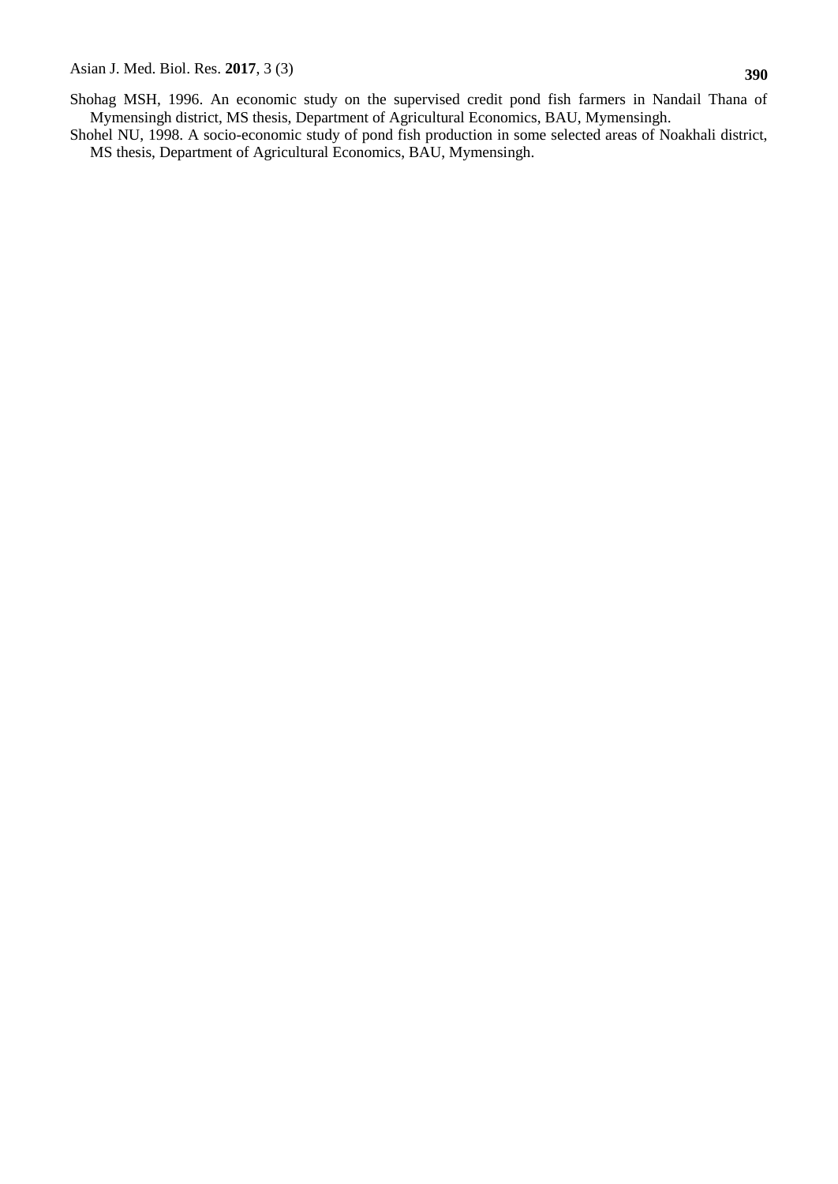Shohag MSH, 1996. An economic study on the supervised credit pond fish farmers in Nandail Thana of Mymensingh district, MS thesis, Department of Agricultural Economics, BAU, Mymensingh.

Shohel NU, 1998. A socio-economic study of pond fish production in some selected areas of Noakhali district, MS thesis, Department of Agricultural Economics, BAU, Mymensingh.